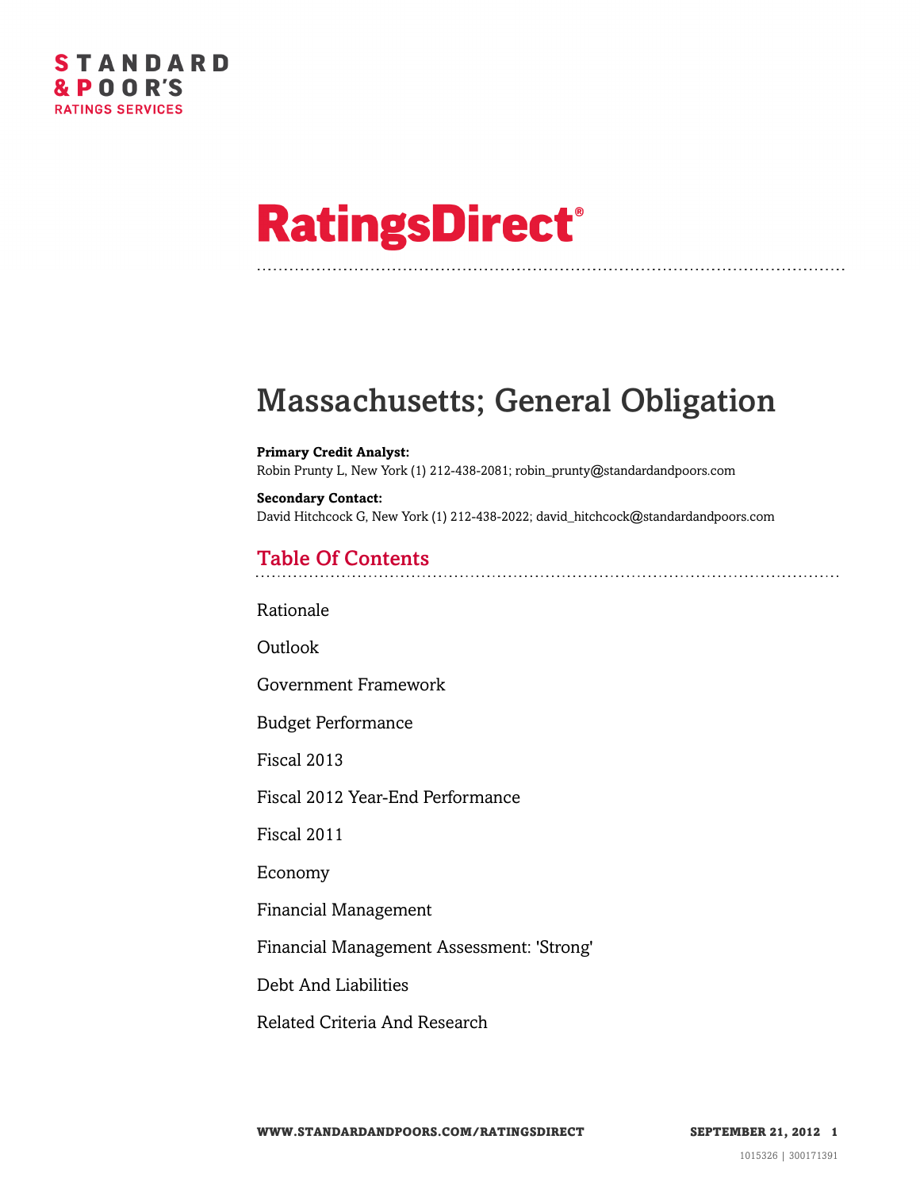STANDARD & POOR'S RATINGS SERVICES

# RatingsDirect®

# Massachusetts; General Obligation

**Primary Credit Analyst:**
Robin Prunty L, New York (1) 212-438-2081; robin_prunty@standardandpoors.com

**Secondary Contact:**
David Hitchcock G, New York (1) 212-438-2022; david_hitchcock@standardandpoors.com

## Table Of Contents

Rationale

Outlook

Government Framework

Budget Performance

Fiscal 2013

Fiscal 2012 Year-End Performance

Fiscal 2011

Economy

Financial Management

Financial Management Assessment: 'Strong'

Debt And Liabilities

Related Criteria And Research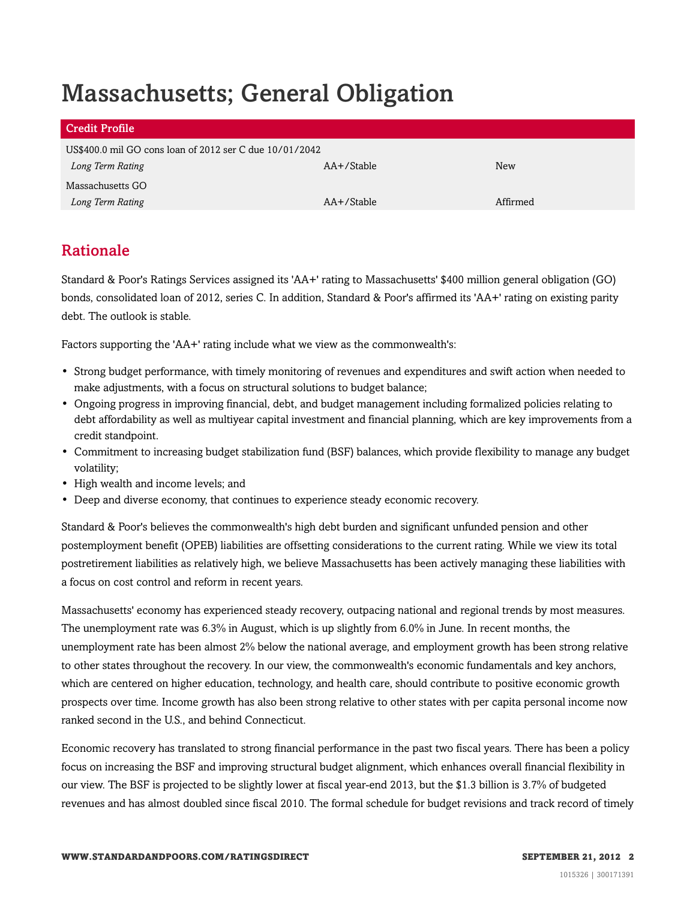# Massachusetts; General Obligation

| Credit Profile | | |
|---|---|---|
| US$400.0 mil GO cons loan of 2012 ser C due 10/01/2042 | | |
| *Long Term Rating* | AA+/Stable | New |
| Massachusetts GO | | |
| *Long Term Rating* | AA+/Stable | Affirmed |

## Rationale

Standard & Poor's Ratings Services assigned its 'AA+' rating to Massachusetts' $400 million general obligation (GO) bonds, consolidated loan of 2012, series C. In addition, Standard & Poor's affirmed its 'AA+' rating on existing parity debt. The outlook is stable.

Factors supporting the 'AA+' rating include what we view as the commonwealth's:

- Strong budget performance, with timely monitoring of revenues and expenditures and swift action when needed to make adjustments, with a focus on structural solutions to budget balance;
- Ongoing progress in improving financial, debt, and budget management including formalized policies relating to debt affordability as well as multiyear capital investment and financial planning, which are key improvements from a credit standpoint.
- Commitment to increasing budget stabilization fund (BSF) balances, which provide flexibility to manage any budget volatility;
- High wealth and income levels; and
- Deep and diverse economy, that continues to experience steady economic recovery.

Standard & Poor's believes the commonwealth's high debt burden and significant unfunded pension and other postemployment benefit (OPEB) liabilities are offsetting considerations to the current rating. While we view its total postretirement liabilities as relatively high, we believe Massachusetts has been actively managing these liabilities with a focus on cost control and reform in recent years.

Massachusetts' economy has experienced steady recovery, outpacing national and regional trends by most measures. The unemployment rate was 6.3% in August, which is up slightly from 6.0% in June. In recent months, the unemployment rate has been almost 2% below the national average, and employment growth has been strong relative to other states throughout the recovery. In our view, the commonwealth's economic fundamentals and key anchors, which are centered on higher education, technology, and health care, should contribute to positive economic growth prospects over time. Income growth has also been strong relative to other states with per capita personal income now ranked second in the U.S., and behind Connecticut.

Economic recovery has translated to strong financial performance in the past two fiscal years. There has been a policy focus on increasing the BSF and improving structural budget alignment, which enhances overall financial flexibility in our view. The BSF is projected to be slightly lower at fiscal year-end 2013, but the $1.3 billion is 3.7% of budgeted revenues and has almost doubled since fiscal 2010. The formal schedule for budget revisions and track record of timely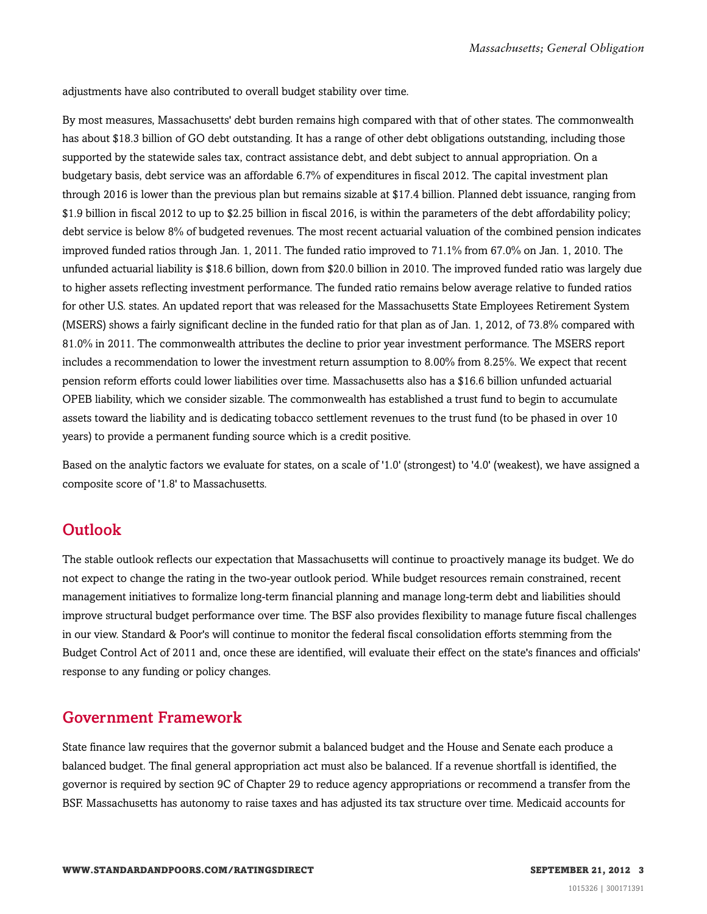adjustments have also contributed to overall budget stability over time.

By most measures, Massachusetts' debt burden remains high compared with that of other states. The commonwealth has about $18.3 billion of GO debt outstanding. It has a range of other debt obligations outstanding, including those supported by the statewide sales tax, contract assistance debt, and debt subject to annual appropriation. On a budgetary basis, debt service was an affordable 6.7% of expenditures in fiscal 2012. The capital investment plan through 2016 is lower than the previous plan but remains sizable at $17.4 billion. Planned debt issuance, ranging from $1.9 billion in fiscal 2012 to up to $2.25 billion in fiscal 2016, is within the parameters of the debt affordability policy; debt service is below 8% of budgeted revenues. The most recent actuarial valuation of the combined pension indicates improved funded ratios through Jan. 1, 2011. The funded ratio improved to 71.1% from 67.0% on Jan. 1, 2010. The unfunded actuarial liability is $18.6 billion, down from $20.0 billion in 2010. The improved funded ratio was largely due to higher assets reflecting investment performance. The funded ratio remains below average relative to funded ratios for other U.S. states. An updated report that was released for the Massachusetts State Employees Retirement System (MSERS) shows a fairly significant decline in the funded ratio for that plan as of Jan. 1, 2012, of 73.8% compared with 81.0% in 2011. The commonwealth attributes the decline to prior year investment performance. The MSERS report includes a recommendation to lower the investment return assumption to 8.00% from 8.25%. We expect that recent pension reform efforts could lower liabilities over time. Massachusetts also has a $16.6 billion unfunded actuarial OPEB liability, which we consider sizable. The commonwealth has established a trust fund to begin to accumulate assets toward the liability and is dedicating tobacco settlement revenues to the trust fund (to be phased in over 10 years) to provide a permanent funding source which is a credit positive.

Based on the analytic factors we evaluate for states, on a scale of '1.0' (strongest) to '4.0' (weakest), we have assigned a composite score of '1.8' to Massachusetts.

## Outlook

The stable outlook reflects our expectation that Massachusetts will continue to proactively manage its budget. We do not expect to change the rating in the two-year outlook period. While budget resources remain constrained, recent management initiatives to formalize long-term financial planning and manage long-term debt and liabilities should improve structural budget performance over time. The BSF also provides flexibility to manage future fiscal challenges in our view. Standard & Poor's will continue to monitor the federal fiscal consolidation efforts stemming from the Budget Control Act of 2011 and, once these are identified, will evaluate their effect on the state's finances and officials' response to any funding or policy changes.

## Government Framework

State finance law requires that the governor submit a balanced budget and the House and Senate each produce a balanced budget. The final general appropriation act must also be balanced. If a revenue shortfall is identified, the governor is required by section 9C of Chapter 29 to reduce agency appropriations or recommend a transfer from the BSF. Massachusetts has autonomy to raise taxes and has adjusted its tax structure over time. Medicaid accounts for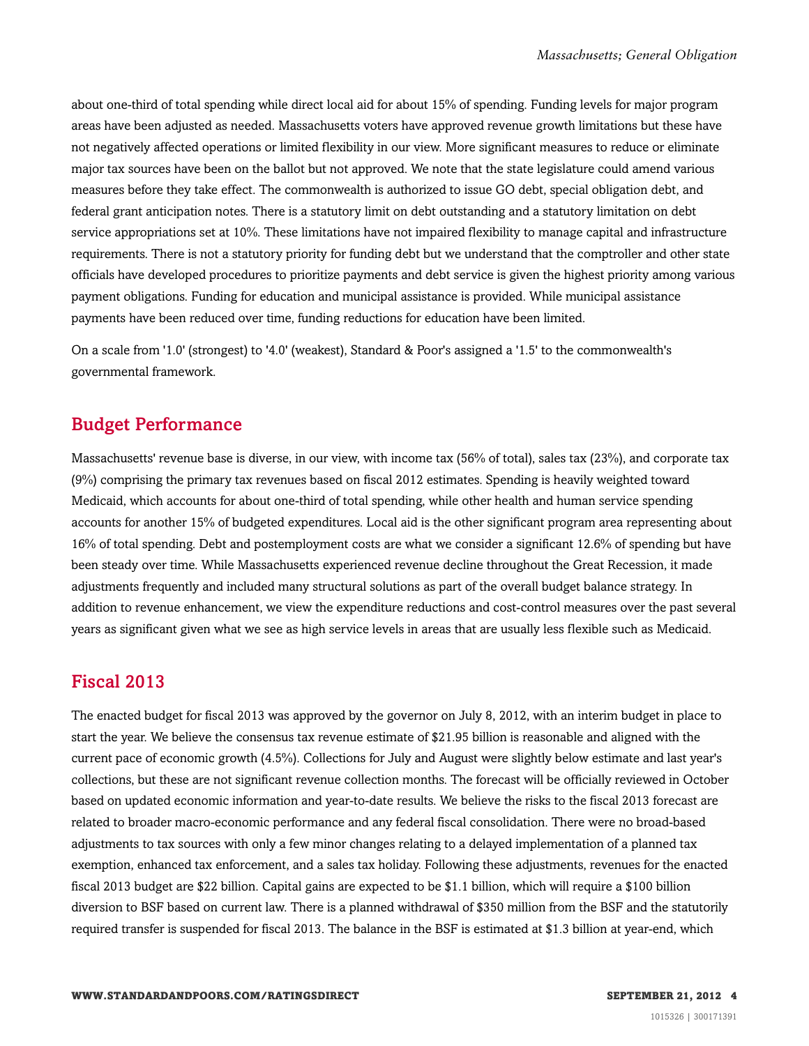about one-third of total spending while direct local aid for about 15% of spending. Funding levels for major program areas have been adjusted as needed. Massachusetts voters have approved revenue growth limitations but these have not negatively affected operations or limited flexibility in our view. More significant measures to reduce or eliminate major tax sources have been on the ballot but not approved. We note that the state legislature could amend various measures before they take effect. The commonwealth is authorized to issue GO debt, special obligation debt, and federal grant anticipation notes. There is a statutory limit on debt outstanding and a statutory limitation on debt service appropriations set at 10%. These limitations have not impaired flexibility to manage capital and infrastructure requirements. There is not a statutory priority for funding debt but we understand that the comptroller and other state officials have developed procedures to prioritize payments and debt service is given the highest priority among various payment obligations. Funding for education and municipal assistance is provided. While municipal assistance payments have been reduced over time, funding reductions for education have been limited.

On a scale from '1.0' (strongest) to '4.0' (weakest), Standard & Poor's assigned a '1.5' to the commonwealth's governmental framework.

## Budget Performance

Massachusetts' revenue base is diverse, in our view, with income tax (56% of total), sales tax (23%), and corporate tax (9%) comprising the primary tax revenues based on fiscal 2012 estimates. Spending is heavily weighted toward Medicaid, which accounts for about one-third of total spending, while other health and human service spending accounts for another 15% of budgeted expenditures. Local aid is the other significant program area representing about 16% of total spending. Debt and postemployment costs are what we consider a significant 12.6% of spending but have been steady over time. While Massachusetts experienced revenue decline throughout the Great Recession, it made adjustments frequently and included many structural solutions as part of the overall budget balance strategy. In addition to revenue enhancement, we view the expenditure reductions and cost-control measures over the past several years as significant given what we see as high service levels in areas that are usually less flexible such as Medicaid.

## Fiscal 2013

The enacted budget for fiscal 2013 was approved by the governor on July 8, 2012, with an interim budget in place to start the year. We believe the consensus tax revenue estimate of $21.95 billion is reasonable and aligned with the current pace of economic growth (4.5%). Collections for July and August were slightly below estimate and last year's collections, but these are not significant revenue collection months. The forecast will be officially reviewed in October based on updated economic information and year-to-date results. We believe the risks to the fiscal 2013 forecast are related to broader macro-economic performance and any federal fiscal consolidation. There were no broad-based adjustments to tax sources with only a few minor changes relating to a delayed implementation of a planned tax exemption, enhanced tax enforcement, and a sales tax holiday. Following these adjustments, revenues for the enacted fiscal 2013 budget are $22 billion. Capital gains are expected to be $1.1 billion, which will require a $100 billion diversion to BSF based on current law. There is a planned withdrawal of $350 million from the BSF and the statutorily required transfer is suspended for fiscal 2013. The balance in the BSF is estimated at $1.3 billion at year-end, which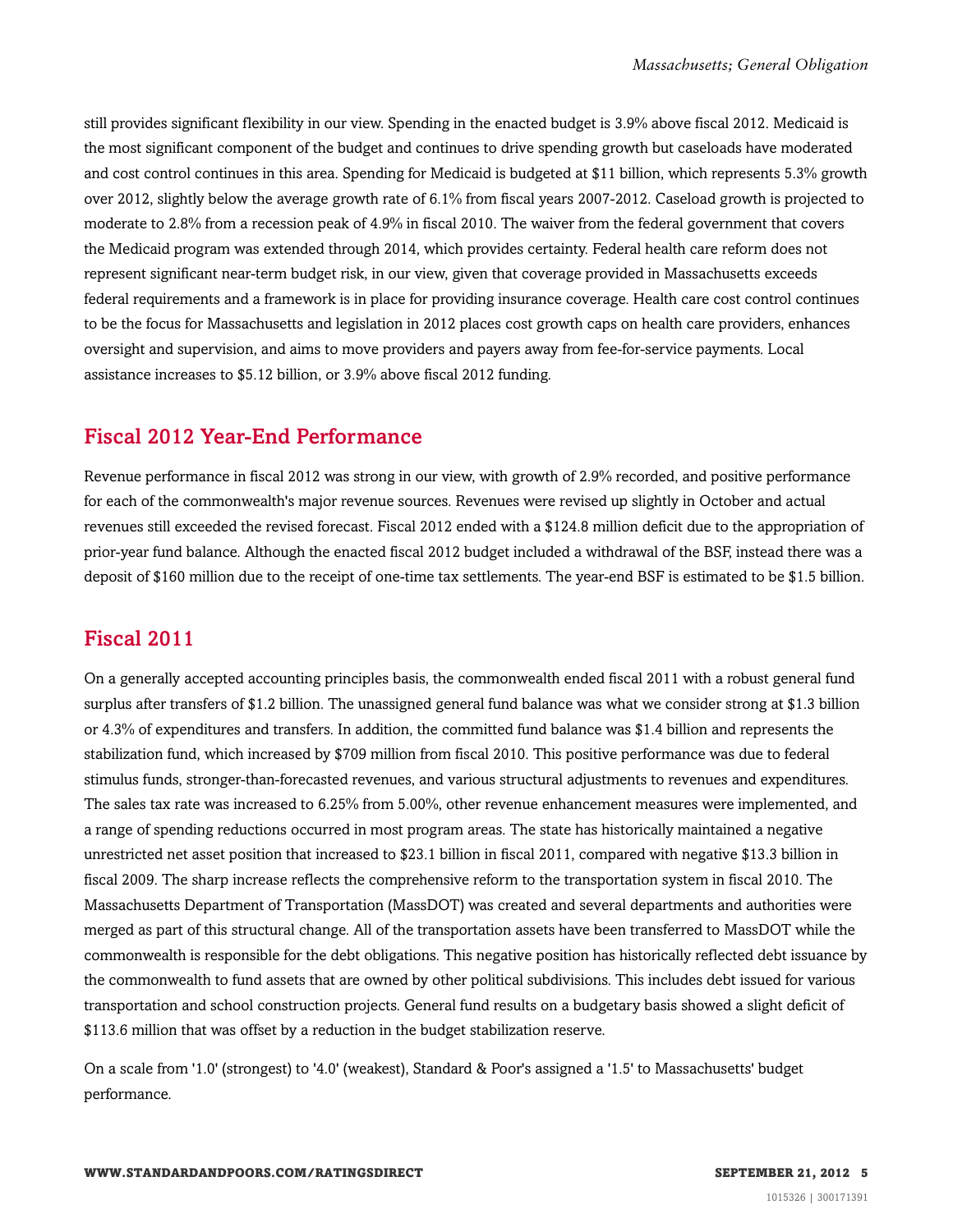still provides significant flexibility in our view. Spending in the enacted budget is 3.9% above fiscal 2012. Medicaid is the most significant component of the budget and continues to drive spending growth but caseloads have moderated and cost control continues in this area. Spending for Medicaid is budgeted at $11 billion, which represents 5.3% growth over 2012, slightly below the average growth rate of 6.1% from fiscal years 2007-2012. Caseload growth is projected to moderate to 2.8% from a recession peak of 4.9% in fiscal 2010. The waiver from the federal government that covers the Medicaid program was extended through 2014, which provides certainty. Federal health care reform does not represent significant near-term budget risk, in our view, given that coverage provided in Massachusetts exceeds federal requirements and a framework is in place for providing insurance coverage. Health care cost control continues to be the focus for Massachusetts and legislation in 2012 places cost growth caps on health care providers, enhances oversight and supervision, and aims to move providers and payers away from fee-for-service payments. Local assistance increases to $5.12 billion, or 3.9% above fiscal 2012 funding.

## Fiscal 2012 Year-End Performance

Revenue performance in fiscal 2012 was strong in our view, with growth of 2.9% recorded, and positive performance for each of the commonwealth's major revenue sources. Revenues were revised up slightly in October and actual revenues still exceeded the revised forecast. Fiscal 2012 ended with a $124.8 million deficit due to the appropriation of prior-year fund balance. Although the enacted fiscal 2012 budget included a withdrawal of the BSF, instead there was a deposit of $160 million due to the receipt of one-time tax settlements. The year-end BSF is estimated to be $1.5 billion.

## Fiscal 2011

On a generally accepted accounting principles basis, the commonwealth ended fiscal 2011 with a robust general fund surplus after transfers of $1.2 billion. The unassigned general fund balance was what we consider strong at $1.3 billion or 4.3% of expenditures and transfers. In addition, the committed fund balance was $1.4 billion and represents the stabilization fund, which increased by $709 million from fiscal 2010. This positive performance was due to federal stimulus funds, stronger-than-forecasted revenues, and various structural adjustments to revenues and expenditures. The sales tax rate was increased to 6.25% from 5.00%, other revenue enhancement measures were implemented, and a range of spending reductions occurred in most program areas. The state has historically maintained a negative unrestricted net asset position that increased to $23.1 billion in fiscal 2011, compared with negative $13.3 billion in fiscal 2009. The sharp increase reflects the comprehensive reform to the transportation system in fiscal 2010. The Massachusetts Department of Transportation (MassDOT) was created and several departments and authorities were merged as part of this structural change. All of the transportation assets have been transferred to MassDOT while the commonwealth is responsible for the debt obligations. This negative position has historically reflected debt issuance by the commonwealth to fund assets that are owned by other political subdivisions. This includes debt issued for various transportation and school construction projects. General fund results on a budgetary basis showed a slight deficit of $113.6 million that was offset by a reduction in the budget stabilization reserve.

On a scale from '1.0' (strongest) to '4.0' (weakest), Standard & Poor's assigned a '1.5' to Massachusetts' budget performance.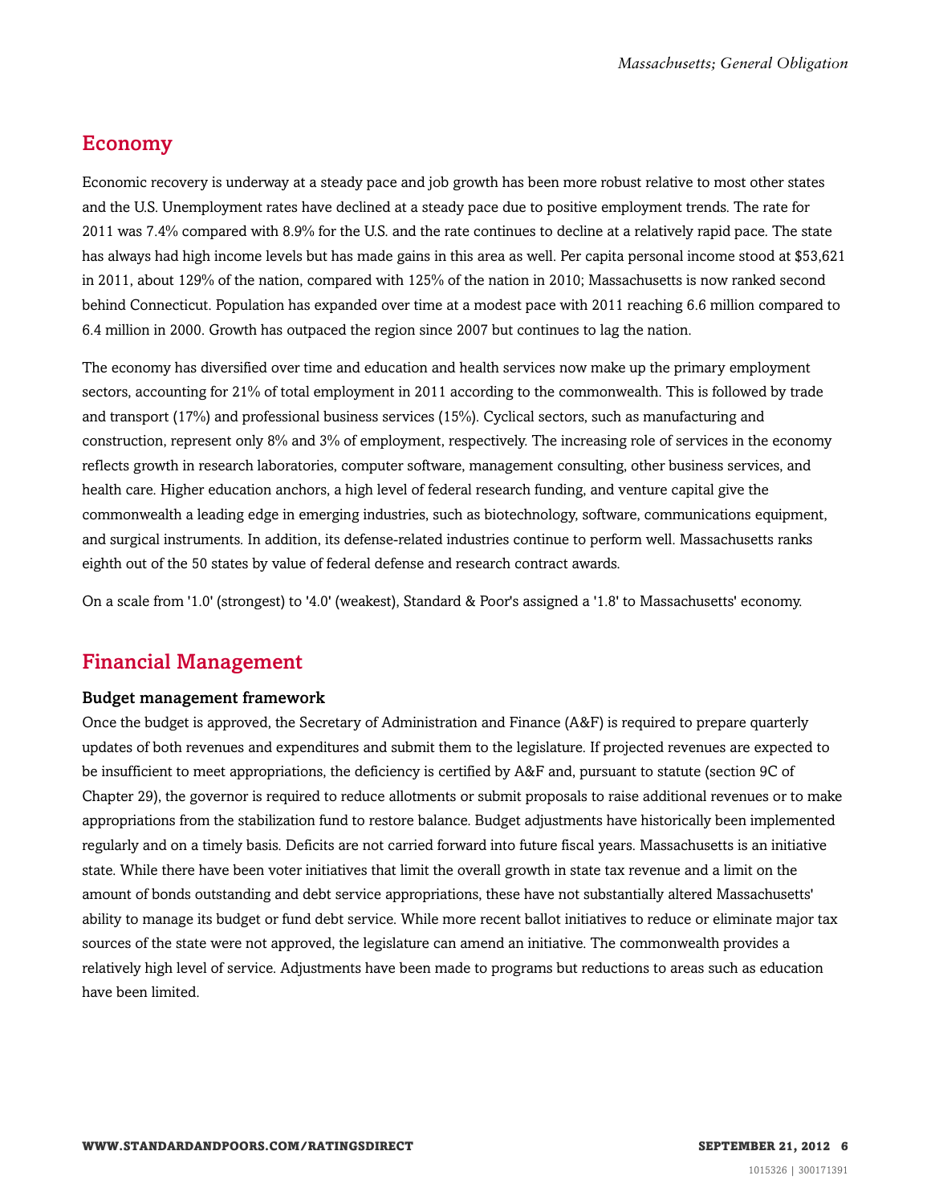## Economy

Economic recovery is underway at a steady pace and job growth has been more robust relative to most other states and the U.S. Unemployment rates have declined at a steady pace due to positive employment trends. The rate for 2011 was 7.4% compared with 8.9% for the U.S. and the rate continues to decline at a relatively rapid pace. The state has always had high income levels but has made gains in this area as well. Per capita personal income stood at $53,621 in 2011, about 129% of the nation, compared with 125% of the nation in 2010; Massachusetts is now ranked second behind Connecticut. Population has expanded over time at a modest pace with 2011 reaching 6.6 million compared to 6.4 million in 2000. Growth has outpaced the region since 2007 but continues to lag the nation.

The economy has diversified over time and education and health services now make up the primary employment sectors, accounting for 21% of total employment in 2011 according to the commonwealth. This is followed by trade and transport (17%) and professional business services (15%). Cyclical sectors, such as manufacturing and construction, represent only 8% and 3% of employment, respectively. The increasing role of services in the economy reflects growth in research laboratories, computer software, management consulting, other business services, and health care. Higher education anchors, a high level of federal research funding, and venture capital give the commonwealth a leading edge in emerging industries, such as biotechnology, software, communications equipment, and surgical instruments. In addition, its defense-related industries continue to perform well. Massachusetts ranks eighth out of the 50 states by value of federal defense and research contract awards.

On a scale from '1.0' (strongest) to '4.0' (weakest), Standard & Poor's assigned a '1.8' to Massachusetts' economy.

## Financial Management

### Budget management framework

Once the budget is approved, the Secretary of Administration and Finance (A&F) is required to prepare quarterly updates of both revenues and expenditures and submit them to the legislature. If projected revenues are expected to be insufficient to meet appropriations, the deficiency is certified by A&F and, pursuant to statute (section 9C of Chapter 29), the governor is required to reduce allotments or submit proposals to raise additional revenues or to make appropriations from the stabilization fund to restore balance. Budget adjustments have historically been implemented regularly and on a timely basis. Deficits are not carried forward into future fiscal years. Massachusetts is an initiative state. While there have been voter initiatives that limit the overall growth in state tax revenue and a limit on the amount of bonds outstanding and debt service appropriations, these have not substantially altered Massachusetts' ability to manage its budget or fund debt service. While more recent ballot initiatives to reduce or eliminate major tax sources of the state were not approved, the legislature can amend an initiative. The commonwealth provides a relatively high level of service. Adjustments have been made to programs but reductions to areas such as education have been limited.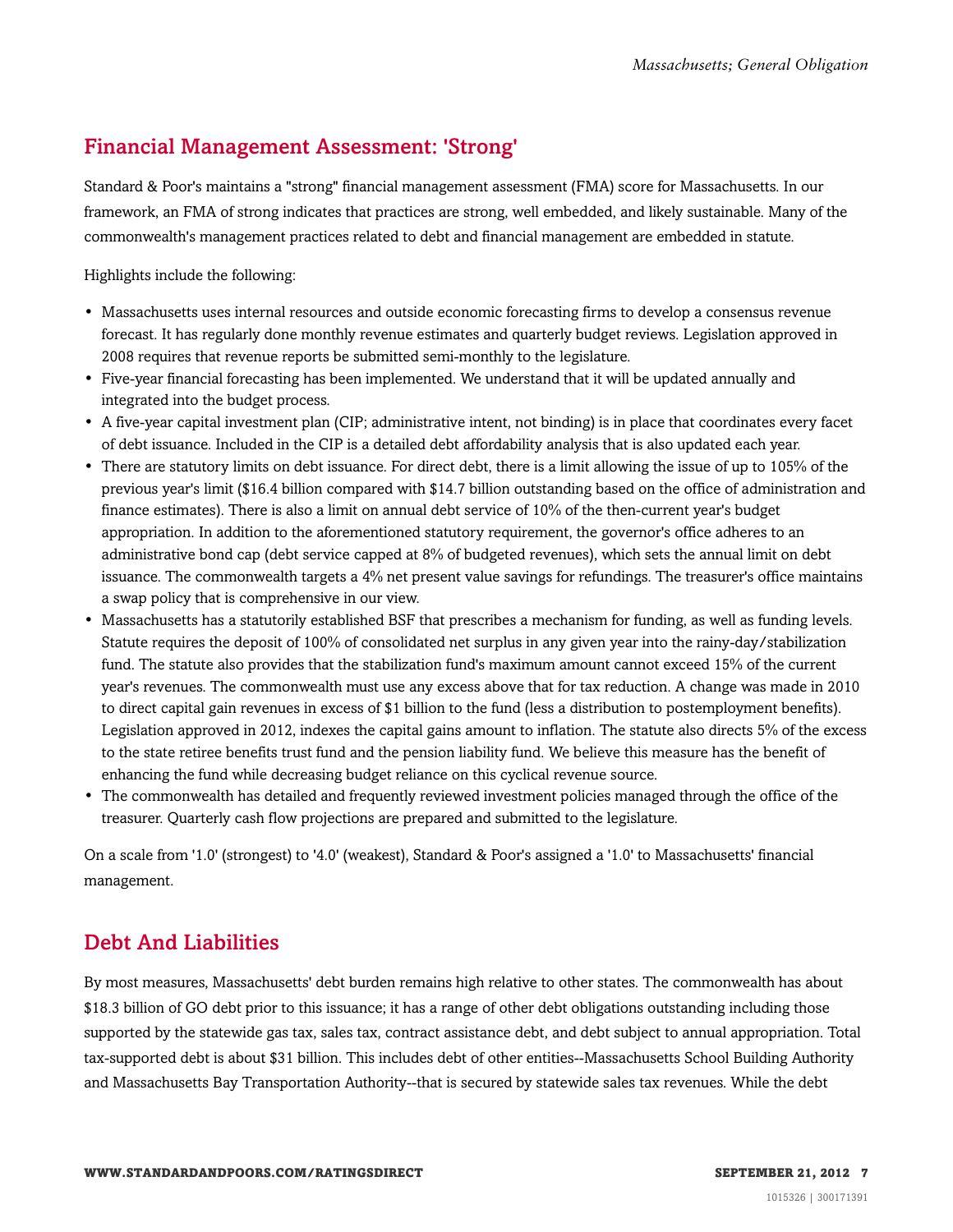## Financial Management Assessment: 'Strong'

Standard & Poor's maintains a "strong" financial management assessment (FMA) score for Massachusetts. In our framework, an FMA of strong indicates that practices are strong, well embedded, and likely sustainable. Many of the commonwealth's management practices related to debt and financial management are embedded in statute.

Highlights include the following:

- Massachusetts uses internal resources and outside economic forecasting firms to develop a consensus revenue forecast. It has regularly done monthly revenue estimates and quarterly budget reviews. Legislation approved in 2008 requires that revenue reports be submitted semi-monthly to the legislature.
- Five-year financial forecasting has been implemented. We understand that it will be updated annually and integrated into the budget process.
- A five-year capital investment plan (CIP; administrative intent, not binding) is in place that coordinates every facet of debt issuance. Included in the CIP is a detailed debt affordability analysis that is also updated each year.
- There are statutory limits on debt issuance. For direct debt, there is a limit allowing the issue of up to 105% of the previous year's limit ($16.4 billion compared with $14.7 billion outstanding based on the office of administration and finance estimates). There is also a limit on annual debt service of 10% of the then-current year's budget appropriation. In addition to the aforementioned statutory requirement, the governor's office adheres to an administrative bond cap (debt service capped at 8% of budgeted revenues), which sets the annual limit on debt issuance. The commonwealth targets a 4% net present value savings for refundings. The treasurer's office maintains a swap policy that is comprehensive in our view.
- Massachusetts has a statutorily established BSF that prescribes a mechanism for funding, as well as funding levels. Statute requires the deposit of 100% of consolidated net surplus in any given year into the rainy-day/stabilization fund. The statute also provides that the stabilization fund's maximum amount cannot exceed 15% of the current year's revenues. The commonwealth must use any excess above that for tax reduction. A change was made in 2010 to direct capital gain revenues in excess of $1 billion to the fund (less a distribution to postemployment benefits). Legislation approved in 2012, indexes the capital gains amount to inflation. The statute also directs 5% of the excess to the state retiree benefits trust fund and the pension liability fund. We believe this measure has the benefit of enhancing the fund while decreasing budget reliance on this cyclical revenue source.
- The commonwealth has detailed and frequently reviewed investment policies managed through the office of the treasurer. Quarterly cash flow projections are prepared and submitted to the legislature.

On a scale from '1.0' (strongest) to '4.0' (weakest), Standard & Poor's assigned a '1.0' to Massachusetts' financial management.

## Debt And Liabilities

By most measures, Massachusetts' debt burden remains high relative to other states. The commonwealth has about $18.3 billion of GO debt prior to this issuance; it has a range of other debt obligations outstanding including those supported by the statewide gas tax, sales tax, contract assistance debt, and debt subject to annual appropriation. Total tax-supported debt is about $31 billion. This includes debt of other entities--Massachusetts School Building Authority and Massachusetts Bay Transportation Authority--that is secured by statewide sales tax revenues. While the debt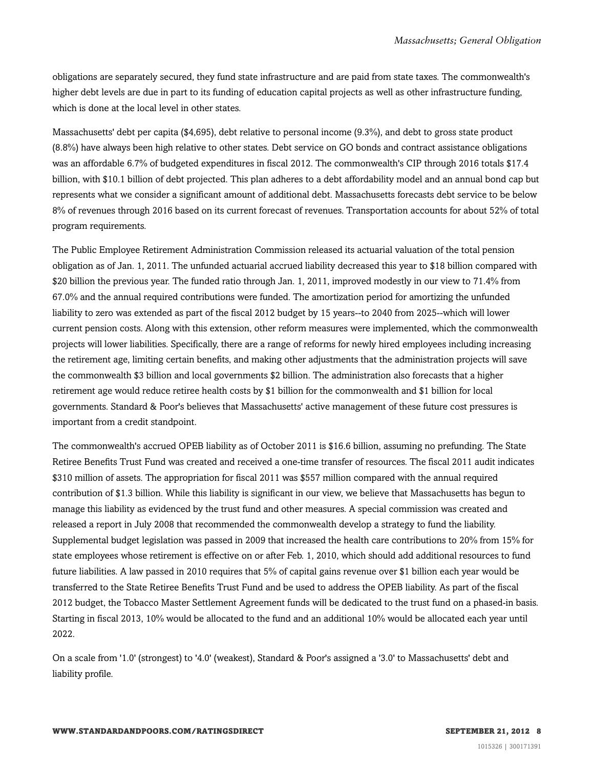obligations are separately secured, they fund state infrastructure and are paid from state taxes. The commonwealth's higher debt levels are due in part to its funding of education capital projects as well as other infrastructure funding, which is done at the local level in other states.

Massachusetts' debt per capita ($4,695), debt relative to personal income (9.3%), and debt to gross state product (8.8%) have always been high relative to other states. Debt service on GO bonds and contract assistance obligations was an affordable 6.7% of budgeted expenditures in fiscal 2012. The commonwealth's CIP through 2016 totals $17.4 billion, with $10.1 billion of debt projected. This plan adheres to a debt affordability model and an annual bond cap but represents what we consider a significant amount of additional debt. Massachusetts forecasts debt service to be below 8% of revenues through 2016 based on its current forecast of revenues. Transportation accounts for about 52% of total program requirements.

The Public Employee Retirement Administration Commission released its actuarial valuation of the total pension obligation as of Jan. 1, 2011. The unfunded actuarial accrued liability decreased this year to $18 billion compared with $20 billion the previous year. The funded ratio through Jan. 1, 2011, improved modestly in our view to 71.4% from 67.0% and the annual required contributions were funded. The amortization period for amortizing the unfunded liability to zero was extended as part of the fiscal 2012 budget by 15 years--to 2040 from 2025--which will lower current pension costs. Along with this extension, other reform measures were implemented, which the commonwealth projects will lower liabilities. Specifically, there are a range of reforms for newly hired employees including increasing the retirement age, limiting certain benefits, and making other adjustments that the administration projects will save the commonwealth $3 billion and local governments $2 billion. The administration also forecasts that a higher retirement age would reduce retiree health costs by $1 billion for the commonwealth and $1 billion for local governments. Standard & Poor's believes that Massachusetts' active management of these future cost pressures is important from a credit standpoint.

The commonwealth's accrued OPEB liability as of October 2011 is $16.6 billion, assuming no prefunding. The State Retiree Benefits Trust Fund was created and received a one-time transfer of resources. The fiscal 2011 audit indicates $310 million of assets. The appropriation for fiscal 2011 was $557 million compared with the annual required contribution of $1.3 billion. While this liability is significant in our view, we believe that Massachusetts has begun to manage this liability as evidenced by the trust fund and other measures. A special commission was created and released a report in July 2008 that recommended the commonwealth develop a strategy to fund the liability. Supplemental budget legislation was passed in 2009 that increased the health care contributions to 20% from 15% for state employees whose retirement is effective on or after Feb. 1, 2010, which should add additional resources to fund future liabilities. A law passed in 2010 requires that 5% of capital gains revenue over $1 billion each year would be transferred to the State Retiree Benefits Trust Fund and be used to address the OPEB liability. As part of the fiscal 2012 budget, the Tobacco Master Settlement Agreement funds will be dedicated to the trust fund on a phased-in basis. Starting in fiscal 2013, 10% would be allocated to the fund and an additional 10% would be allocated each year until 2022.

On a scale from '1.0' (strongest) to '4.0' (weakest), Standard & Poor's assigned a '3.0' to Massachusetts' debt and liability profile.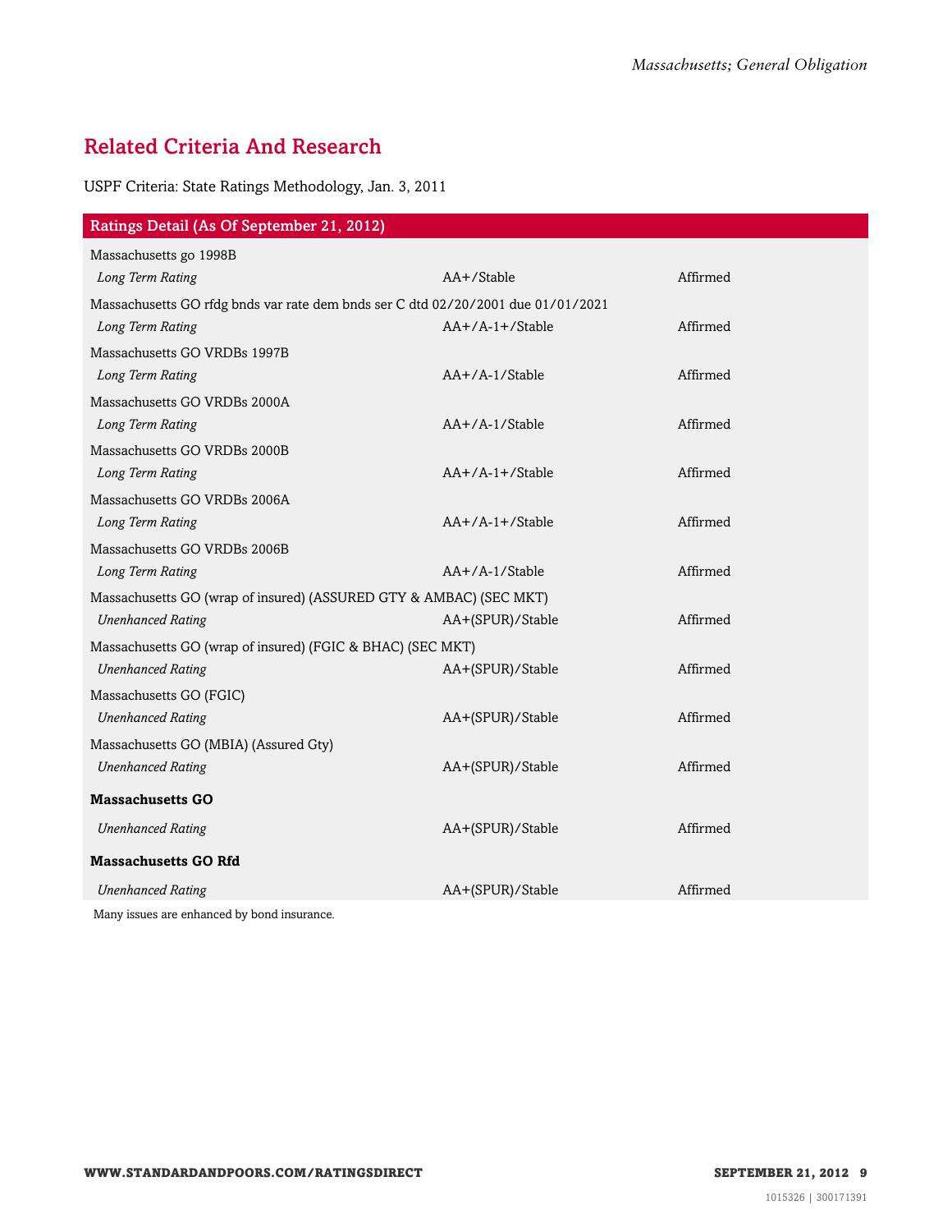## Related Criteria And Research

USPF Criteria: State Ratings Methodology, Jan. 3, 2011

| Ratings Detail (As Of September 21, 2012) | | |
|---|---|---|
| Massachusetts go 1998B | | |
| *Long Term Rating* | AA+/Stable | Affirmed |
| Massachusetts GO rfdg bnds var rate dem bnds ser C dtd 02/20/2001 due 01/01/2021 | | |
| *Long Term Rating* | AA+/A-1+/Stable | Affirmed |
| Massachusetts GO VRDBs 1997B | | |
| *Long Term Rating* | AA+/A-1/Stable | Affirmed |
| Massachusetts GO VRDBs 2000A | | |
| *Long Term Rating* | AA+/A-1/Stable | Affirmed |
| Massachusetts GO VRDBs 2000B | | |
| *Long Term Rating* | AA+/A-1+/Stable | Affirmed |
| Massachusetts GO VRDBs 2006A | | |
| *Long Term Rating* | AA+/A-1+/Stable | Affirmed |
| Massachusetts GO VRDBs 2006B | | |
| *Long Term Rating* | AA+/A-1/Stable | Affirmed |
| Massachusetts GO (wrap of insured) (ASSURED GTY & AMBAC) (SEC MKT) | | |
| *Unenhanced Rating* | AA+(SPUR)/Stable | Affirmed |
| Massachusetts GO (wrap of insured) (FGIC & BHAC) (SEC MKT) | | |
| *Unenhanced Rating* | AA+(SPUR)/Stable | Affirmed |
| Massachusetts GO (FGIC) | | |
| *Unenhanced Rating* | AA+(SPUR)/Stable | Affirmed |
| Massachusetts GO (MBIA) (Assured Gty) | | |
| *Unenhanced Rating* | AA+(SPUR)/Stable | Affirmed |
| **Massachusetts GO** | | |
| *Unenhanced Rating* | AA+(SPUR)/Stable | Affirmed |
| **Massachusetts GO Rfd** | | |
| *Unenhanced Rating* | AA+(SPUR)/Stable | Affirmed |

Many issues are enhanced by bond insurance.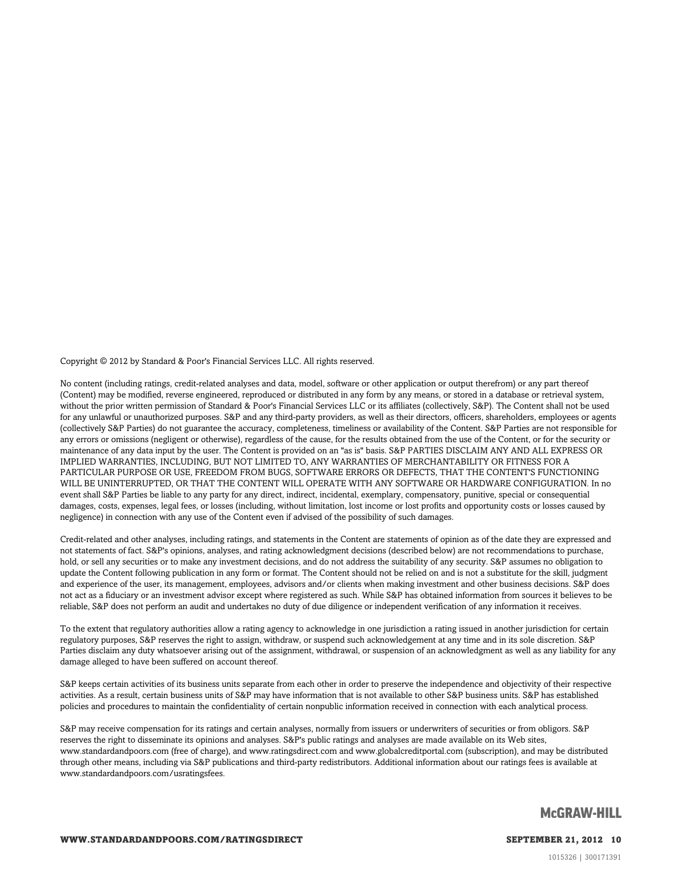Copyright © 2012 by Standard & Poor's Financial Services LLC. All rights reserved.

No content (including ratings, credit-related analyses and data, model, software or other application or output therefrom) or any part thereof (Content) may be modified, reverse engineered, reproduced or distributed in any form by any means, or stored in a database or retrieval system, without the prior written permission of Standard & Poor's Financial Services LLC or its affiliates (collectively, S&P). The Content shall not be used for any unlawful or unauthorized purposes. S&P and any third-party providers, as well as their directors, officers, shareholders, employees or agents (collectively S&P Parties) do not guarantee the accuracy, completeness, timeliness or availability of the Content. S&P Parties are not responsible for any errors or omissions (negligent or otherwise), regardless of the cause, for the results obtained from the use of the Content, or for the security or maintenance of any data input by the user. The Content is provided on an "as is" basis. S&P PARTIES DISCLAIM ANY AND ALL EXPRESS OR IMPLIED WARRANTIES, INCLUDING, BUT NOT LIMITED TO, ANY WARRANTIES OF MERCHANTABILITY OR FITNESS FOR A PARTICULAR PURPOSE OR USE, FREEDOM FROM BUGS, SOFTWARE ERRORS OR DEFECTS, THAT THE CONTENT'S FUNCTIONING WILL BE UNINTERRUPTED, OR THAT THE CONTENT WILL OPERATE WITH ANY SOFTWARE OR HARDWARE CONFIGURATION. In no event shall S&P Parties be liable to any party for any direct, indirect, incidental, exemplary, compensatory, punitive, special or consequential damages, costs, expenses, legal fees, or losses (including, without limitation, lost income or lost profits and opportunity costs or losses caused by negligence) in connection with any use of the Content even if advised of the possibility of such damages.

Credit-related and other analyses, including ratings, and statements in the Content are statements of opinion as of the date they are expressed and not statements of fact. S&P's opinions, analyses, and rating acknowledgment decisions (described below) are not recommendations to purchase, hold, or sell any securities or to make any investment decisions, and do not address the suitability of any security. S&P assumes no obligation to update the Content following publication in any form or format. The Content should not be relied on and is not a substitute for the skill, judgment and experience of the user, its management, employees, advisors and/or clients when making investment and other business decisions. S&P does not act as a fiduciary or an investment advisor except where registered as such. While S&P has obtained information from sources it believes to be reliable, S&P does not perform an audit and undertakes no duty of due diligence or independent verification of any information it receives.

To the extent that regulatory authorities allow a rating agency to acknowledge in one jurisdiction a rating issued in another jurisdiction for certain regulatory purposes, S&P reserves the right to assign, withdraw, or suspend such acknowledgement at any time and in its sole discretion. S&P Parties disclaim any duty whatsoever arising out of the assignment, withdrawal, or suspension of an acknowledgment as well as any liability for any damage alleged to have been suffered on account thereof.

S&P keeps certain activities of its business units separate from each other in order to preserve the independence and objectivity of their respective activities. As a result, certain business units of S&P may have information that is not available to other S&P business units. S&P has established policies and procedures to maintain the confidentiality of certain nonpublic information received in connection with each analytical process.

S&P may receive compensation for its ratings and certain analyses, normally from issuers or underwriters of securities or from obligors. S&P reserves the right to disseminate its opinions and analyses. S&P's public ratings and analyses are made available on its Web sites, www.standardandpoors.com (free of charge), and www.ratingsdirect.com and www.globalcreditportal.com (subscription), and may be distributed through other means, including via S&P publications and third-party redistributors. Additional information about our ratings fees is available at www.standardandpoors.com/usratingsfees.

McGRAW-HILL

1015326 | 300171391